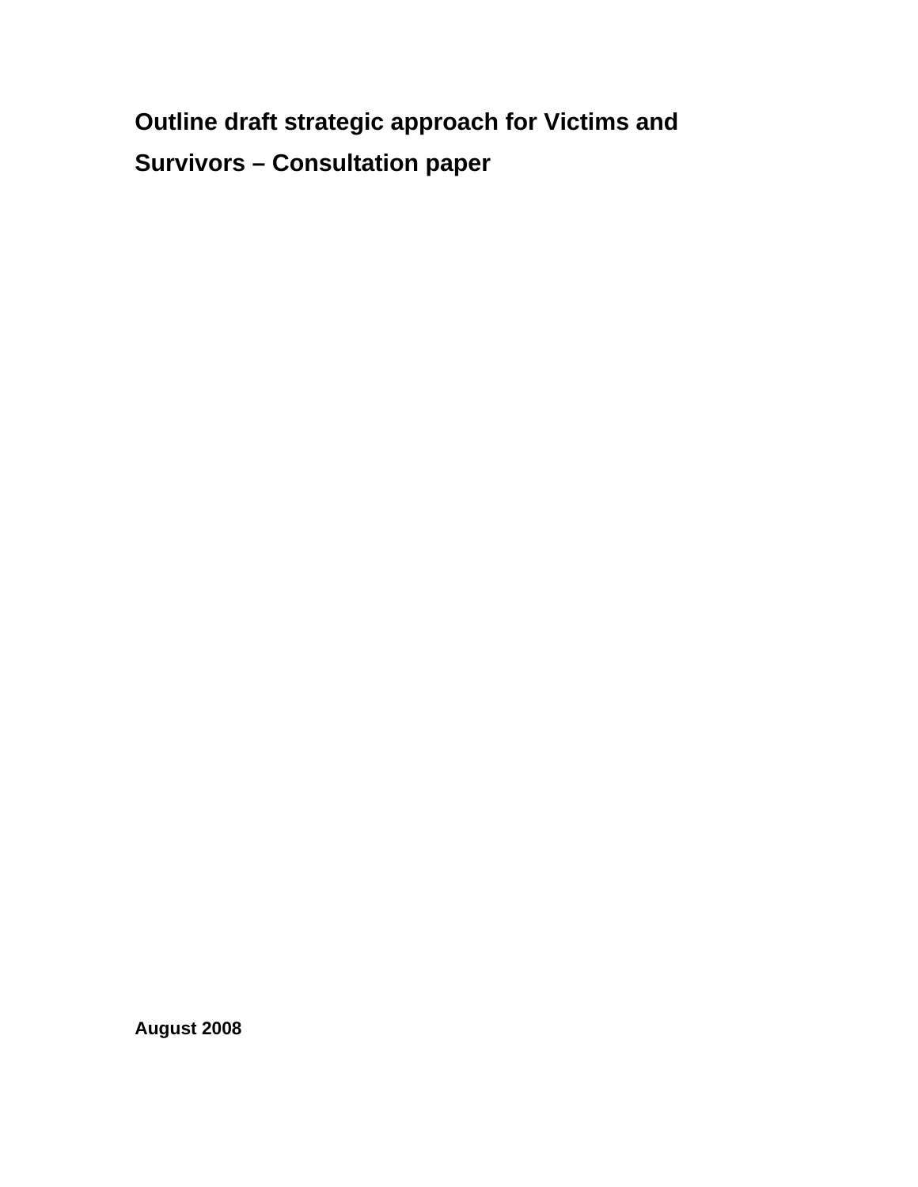# Outline draft strategic approach for Victims and Survivors – Consultation paper

**August 2008**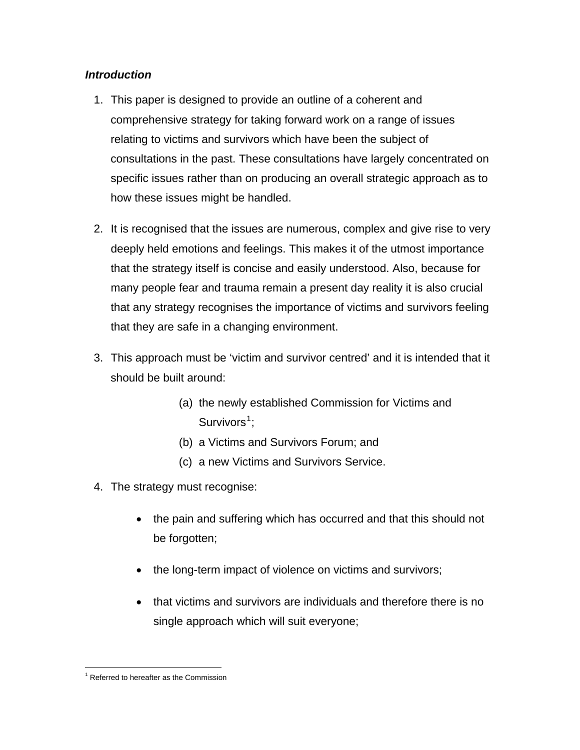***Introduction***

1. This paper is designed to provide an outline of a coherent and comprehensive strategy for taking forward work on a range of issues relating to victims and survivors which have been the subject of consultations in the past. These consultations have largely concentrated on specific issues rather than on producing an overall strategic approach as to how these issues might be handled.

2. It is recognised that the issues are numerous, complex and give rise to very deeply held emotions and feelings. This makes it of the utmost importance that the strategy itself is concise and easily understood. Also, because for many people fear and trauma remain a present day reality it is also crucial that any strategy recognises the importance of victims and survivors feeling that they are safe in a changing environment.

3. This approach must be 'victim and survivor centred' and it is intended that it should be built around:

   (a) the newly established Commission for Victims and Survivors[1];
   (b) a Victims and Survivors Forum; and
   (c) a new Victims and Survivors Service.

4. The strategy must recognise:

   - the pain and suffering which has occurred and that this should not be forgotten;

   - the long-term impact of violence on victims and survivors;

   - that victims and survivors are individuals and therefore there is no single approach which will suit everyone;

[1] Referred to hereafter as the Commission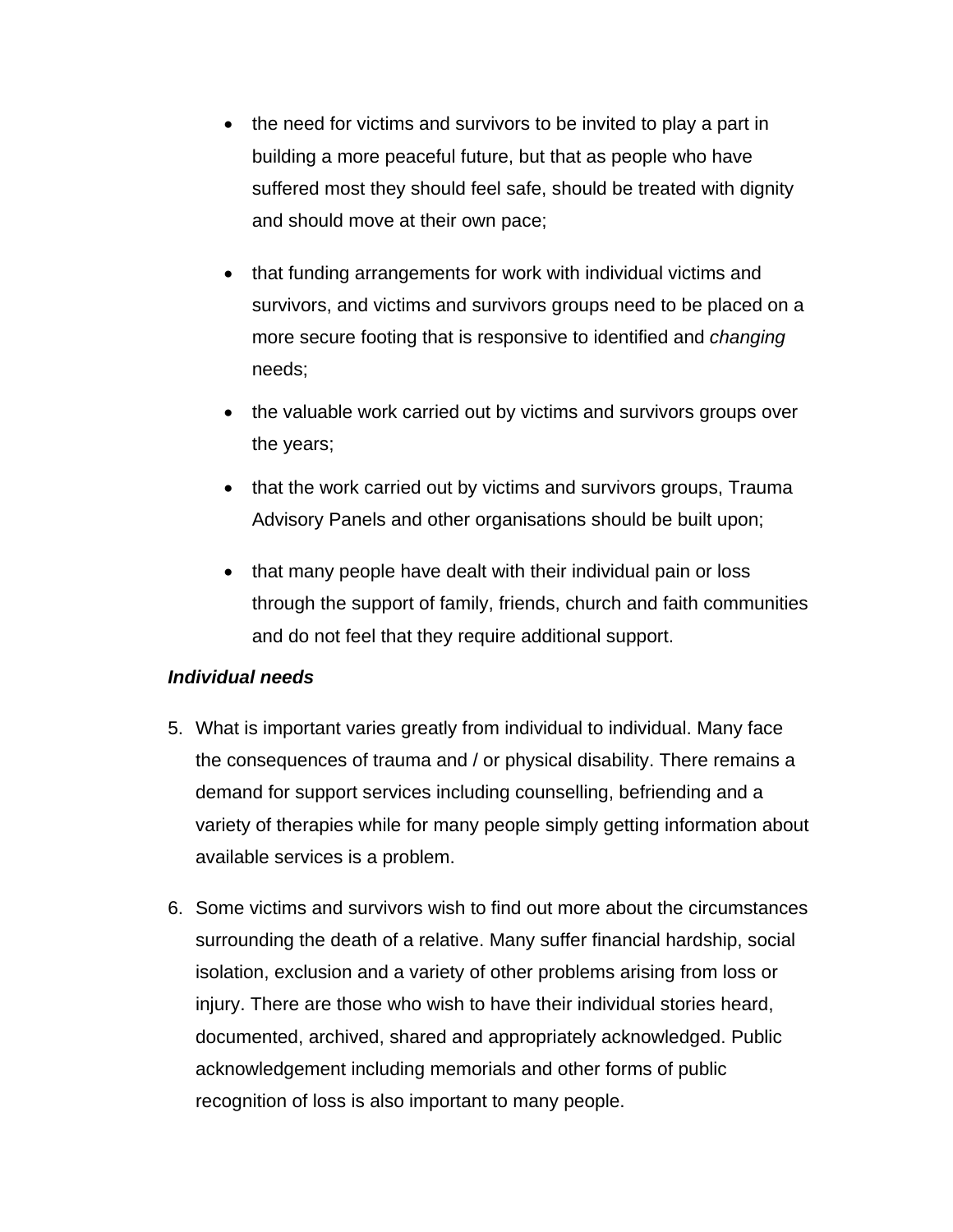- the need for victims and survivors to be invited to play a part in building a more peaceful future, but that as people who have suffered most they should feel safe, should be treated with dignity and should move at their own pace;
- that funding arrangements for work with individual victims and survivors, and victims and survivors groups need to be placed on a more secure footing that is responsive to identified and *changing* needs;
- the valuable work carried out by victims and survivors groups over the years;
- that the work carried out by victims and survivors groups, Trauma Advisory Panels and other organisations should be built upon;
- that many people have dealt with their individual pain or loss through the support of family, friends, church and faith communities and do not feel that they require additional support.

***Individual needs***

5. What is important varies greatly from individual to individual. Many face the consequences of trauma and / or physical disability. There remains a demand for support services including counselling, befriending and a variety of therapies while for many people simply getting information about available services is a problem.

6. Some victims and survivors wish to find out more about the circumstances surrounding the death of a relative. Many suffer financial hardship, social isolation, exclusion and a variety of other problems arising from loss or injury. There are those who wish to have their individual stories heard, documented, archived, shared and appropriately acknowledged. Public acknowledgement including memorials and other forms of public recognition of loss is also important to many people.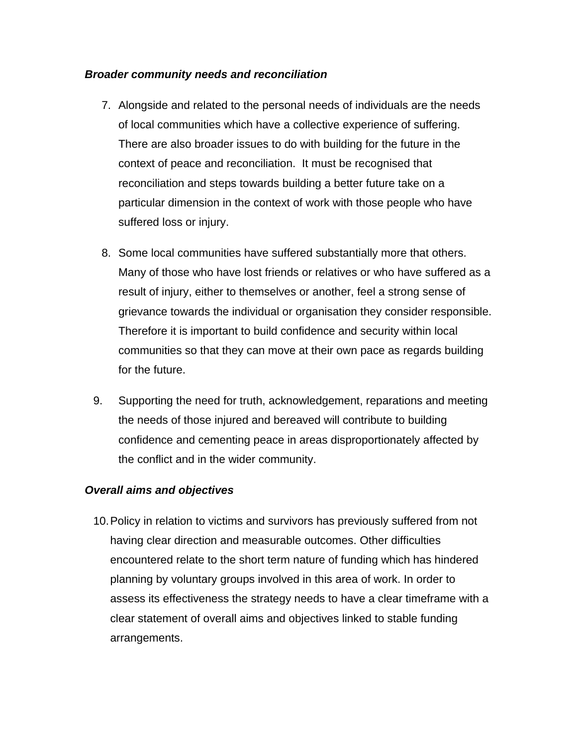### *Broader community needs and reconciliation*

7. Alongside and related to the personal needs of individuals are the needs of local communities which have a collective experience of suffering. There are also broader issues to do with building for the future in the context of peace and reconciliation. It must be recognised that reconciliation and steps towards building a better future take on a particular dimension in the context of work with those people who have suffered loss or injury.

8. Some local communities have suffered substantially more that others. Many of those who have lost friends or relatives or who have suffered as a result of injury, either to themselves or another, feel a strong sense of grievance towards the individual or organisation they consider responsible. Therefore it is important to build confidence and security within local communities so that they can move at their own pace as regards building for the future.

9. Supporting the need for truth, acknowledgement, reparations and meeting the needs of those injured and bereaved will contribute to building confidence and cementing peace in areas disproportionately affected by the conflict and in the wider community.

### *Overall aims and objectives*

10. Policy in relation to victims and survivors has previously suffered from not having clear direction and measurable outcomes. Other difficulties encountered relate to the short term nature of funding which has hindered planning by voluntary groups involved in this area of work. In order to assess its effectiveness the strategy needs to have a clear timeframe with a clear statement of overall aims and objectives linked to stable funding arrangements.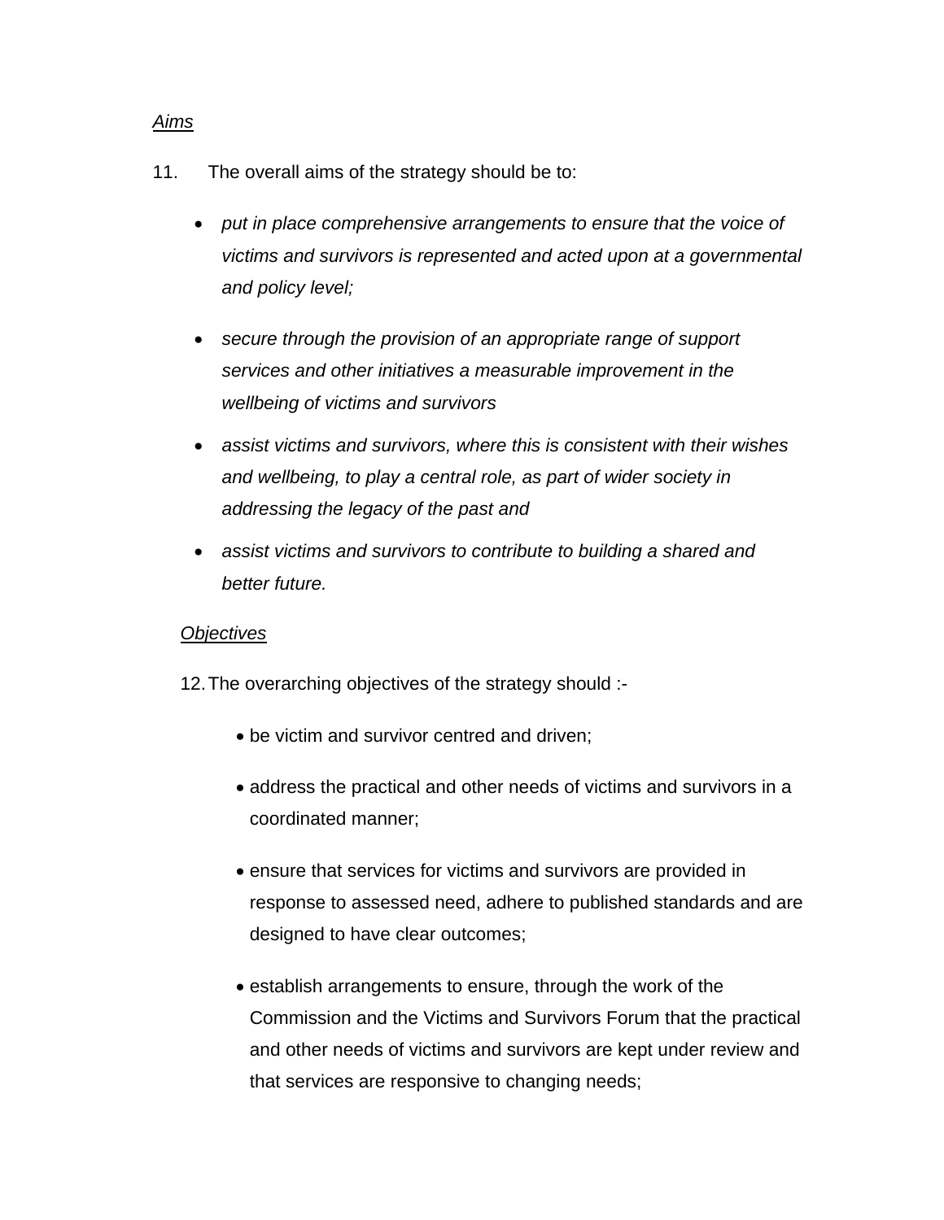*Aims*

11. The overall aims of the strategy should be to:

- *put in place comprehensive arrangements to ensure that the voice of victims and survivors is represented and acted upon at a governmental and policy level;*
- *secure through the provision of an appropriate range of support services and other initiatives a measurable improvement in the wellbeing of victims and survivors*
- *assist victims and survivors, where this is consistent with their wishes and wellbeing, to play a central role, as part of wider society in addressing the legacy of the past and*
- *assist victims and survivors to contribute to building a shared and better future.*

*Objectives*

12. The overarching objectives of the strategy should :-

- be victim and survivor centred and driven;
- address the practical and other needs of victims and survivors in a coordinated manner;
- ensure that services for victims and survivors are provided in response to assessed need, adhere to published standards and are designed to have clear outcomes;
- establish arrangements to ensure, through the work of the Commission and the Victims and Survivors Forum that the practical and other needs of victims and survivors are kept under review and that services are responsive to changing needs;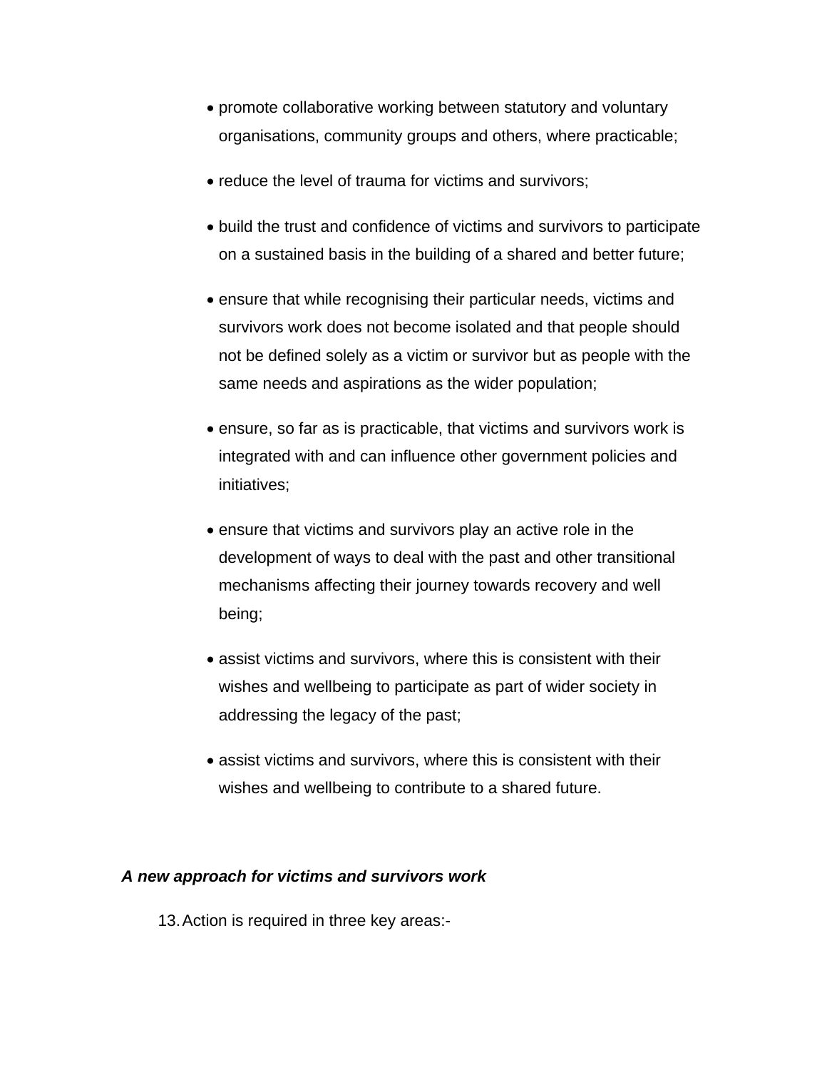- promote collaborative working between statutory and voluntary organisations, community groups and others, where practicable;
- reduce the level of trauma for victims and survivors;
- build the trust and confidence of victims and survivors to participate on a sustained basis in the building of a shared and better future;
- ensure that while recognising their particular needs, victims and survivors work does not become isolated and that people should not be defined solely as a victim or survivor but as people with the same needs and aspirations as the wider population;
- ensure, so far as is practicable, that victims and survivors work is integrated with and can influence other government policies and initiatives;
- ensure that victims and survivors play an active role in the development of ways to deal with the past and other transitional mechanisms affecting their journey towards recovery and well being;
- assist victims and survivors, where this is consistent with their wishes and wellbeing to participate as part of wider society in addressing the legacy of the past;
- assist victims and survivors, where this is consistent with their wishes and wellbeing to contribute to a shared future.

***A new approach for victims and survivors work***

13. Action is required in three key areas:-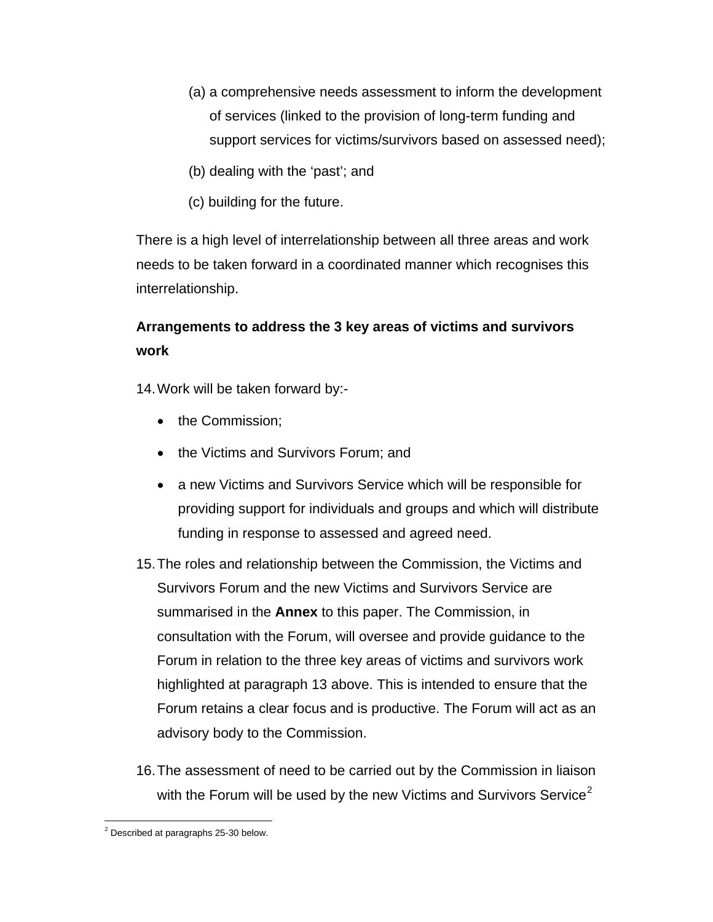(a) a comprehensive needs assessment to inform the development of services (linked to the provision of long-term funding and support services for victims/survivors based on assessed need);

(b) dealing with the 'past'; and

(c) building for the future.

There is a high level of interrelationship between all three areas and work needs to be taken forward in a coordinated manner which recognises this interrelationship.

**Arrangements to address the 3 key areas of victims and survivors work**

14. Work will be taken forward by:-

- the Commission;
- the Victims and Survivors Forum; and
- a new Victims and Survivors Service which will be responsible for providing support for individuals and groups and which will distribute funding in response to assessed and agreed need.

15. The roles and relationship between the Commission, the Victims and Survivors Forum and the new Victims and Survivors Service are summarised in the **Annex** to this paper. The Commission, in consultation with the Forum, will oversee and provide guidance to the Forum in relation to the three key areas of victims and survivors work highlighted at paragraph 13 above. This is intended to ensure that the Forum retains a clear focus and is productive. The Forum will act as an advisory body to the Commission.

16. The assessment of need to be carried out by the Commission in liaison with the Forum will be used by the new Victims and Survivors Service[2]

[2] Described at paragraphs 25-30 below.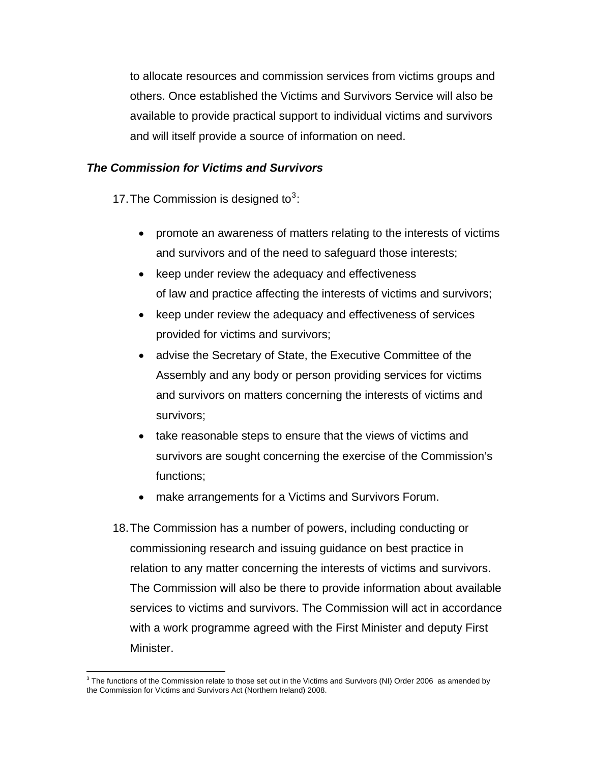to allocate resources and commission services from victims groups and others. Once established the Victims and Survivors Service will also be available to provide practical support to individual victims and survivors and will itself provide a source of information on need.

### *The Commission for Victims and Survivors*

17. The Commission is designed to[3]:

- promote an awareness of matters relating to the interests of victims and survivors and of the need to safeguard those interests;
- keep under review the adequacy and effectiveness of law and practice affecting the interests of victims and survivors;
- keep under review the adequacy and effectiveness of services provided for victims and survivors;
- advise the Secretary of State, the Executive Committee of the Assembly and any body or person providing services for victims and survivors on matters concerning the interests of victims and survivors;
- take reasonable steps to ensure that the views of victims and survivors are sought concerning the exercise of the Commission's functions;
- make arrangements for a Victims and Survivors Forum.

18. The Commission has a number of powers, including conducting or commissioning research and issuing guidance on best practice in relation to any matter concerning the interests of victims and survivors. The Commission will also be there to provide information about available services to victims and survivors. The Commission will act in accordance with a work programme agreed with the First Minister and deputy First Minister.

---

[3] The functions of the Commission relate to those set out in the Victims and Survivors (NI) Order 2006 as amended by the Commission for Victims and Survivors Act (Northern Ireland) 2008.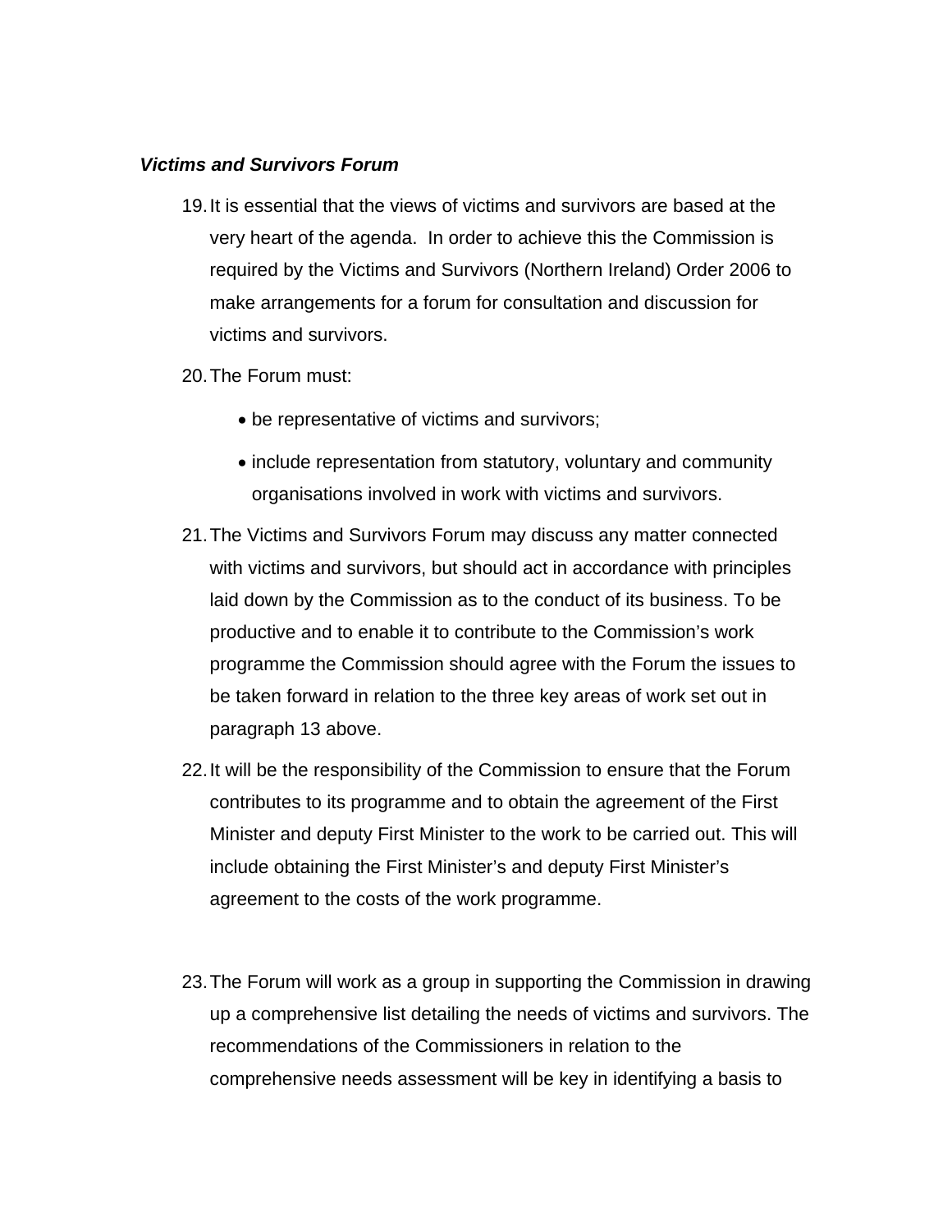***Victims and Survivors Forum***

19. It is essential that the views of victims and survivors are based at the very heart of the agenda.  In order to achieve this the Commission is required by the Victims and Survivors (Northern Ireland) Order 2006 to make arrangements for a forum for consultation and discussion for victims and survivors.

20. The Forum must:

    - be representative of victims and survivors;
    - include representation from statutory, voluntary and community organisations involved in work with victims and survivors.

21. The Victims and Survivors Forum may discuss any matter connected with victims and survivors, but should act in accordance with principles laid down by the Commission as to the conduct of its business. To be productive and to enable it to contribute to the Commission's work programme the Commission should agree with the Forum the issues to be taken forward in relation to the three key areas of work set out in paragraph 13 above.

22. It will be the responsibility of the Commission to ensure that the Forum contributes to its programme and to obtain the agreement of the First Minister and deputy First Minister to the work to be carried out. This will include obtaining the First Minister's and deputy First Minister's agreement to the costs of the work programme.

23. The Forum will work as a group in supporting the Commission in drawing up a comprehensive list detailing the needs of victims and survivors. The recommendations of the Commissioners in relation to the comprehensive needs assessment will be key in identifying a basis to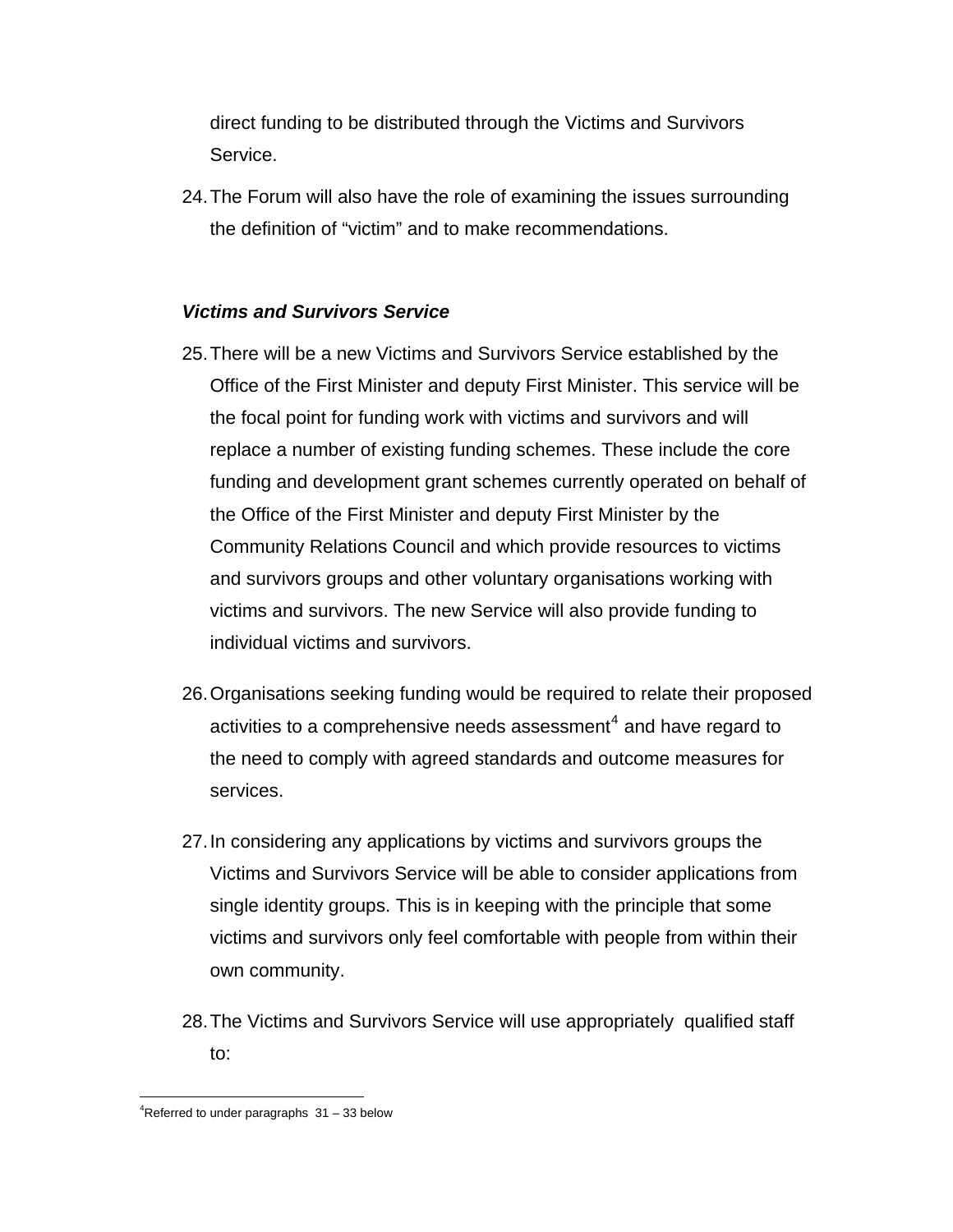direct funding to be distributed through the Victims and Survivors Service.

24. The Forum will also have the role of examining the issues surrounding the definition of “victim” and to make recommendations.

### *Victims and Survivors Service*

25. There will be a new Victims and Survivors Service established by the Office of the First Minister and deputy First Minister. This service will be the focal point for funding work with victims and survivors and will replace a number of existing funding schemes. These include the core funding and development grant schemes currently operated on behalf of the Office of the First Minister and deputy First Minister by the Community Relations Council and which provide resources to victims and survivors groups and other voluntary organisations working with victims and survivors. The new Service will also provide funding to individual victims and survivors.

26. Organisations seeking funding would be required to relate their proposed activities to a comprehensive needs assessment[4] and have regard to the need to comply with agreed standards and outcome measures for services.

27. In considering any applications by victims and survivors groups the Victims and Survivors Service will be able to consider applications from single identity groups. This is in keeping with the principle that some victims and survivors only feel comfortable with people from within their own community.

28. The Victims and Survivors Service will use appropriately qualified staff to:

---

[4] Referred to under paragraphs 31 – 33 below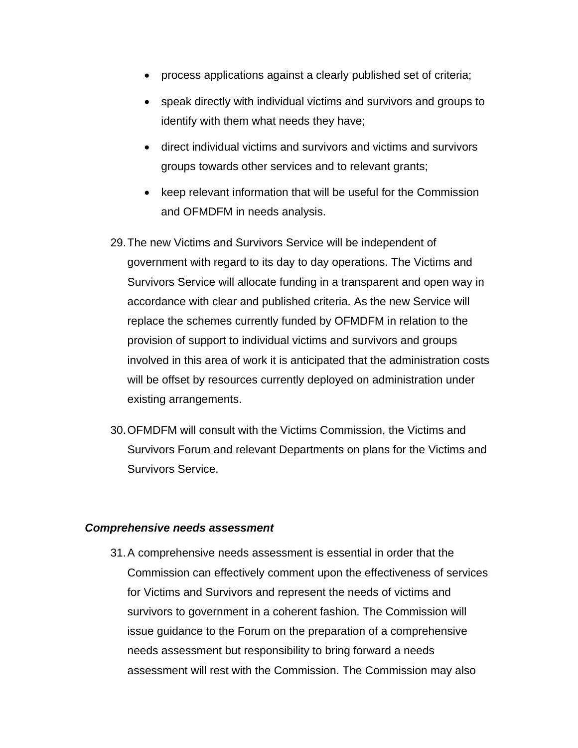- process applications against a clearly published set of criteria;
- speak directly with individual victims and survivors and groups to identify with them what needs they have;
- direct individual victims and survivors and victims and survivors groups towards other services and to relevant grants;
- keep relevant information that will be useful for the Commission and OFMDFM in needs analysis.

29. The new Victims and Survivors Service will be independent of government with regard to its day to day operations. The Victims and Survivors Service will allocate funding in a transparent and open way in accordance with clear and published criteria. As the new Service will replace the schemes currently funded by OFMDFM in relation to the provision of support to individual victims and survivors and groups involved in this area of work it is anticipated that the administration costs will be offset by resources currently deployed on administration under existing arrangements.

30. OFMDFM will consult with the Victims Commission, the Victims and Survivors Forum and relevant Departments on plans for the Victims and Survivors Service.

***Comprehensive needs assessment***

31. A comprehensive needs assessment is essential in order that the Commission can effectively comment upon the effectiveness of services for Victims and Survivors and represent the needs of victims and survivors to government in a coherent fashion. The Commission will issue guidance to the Forum on the preparation of a comprehensive needs assessment but responsibility to bring forward a needs assessment will rest with the Commission. The Commission may also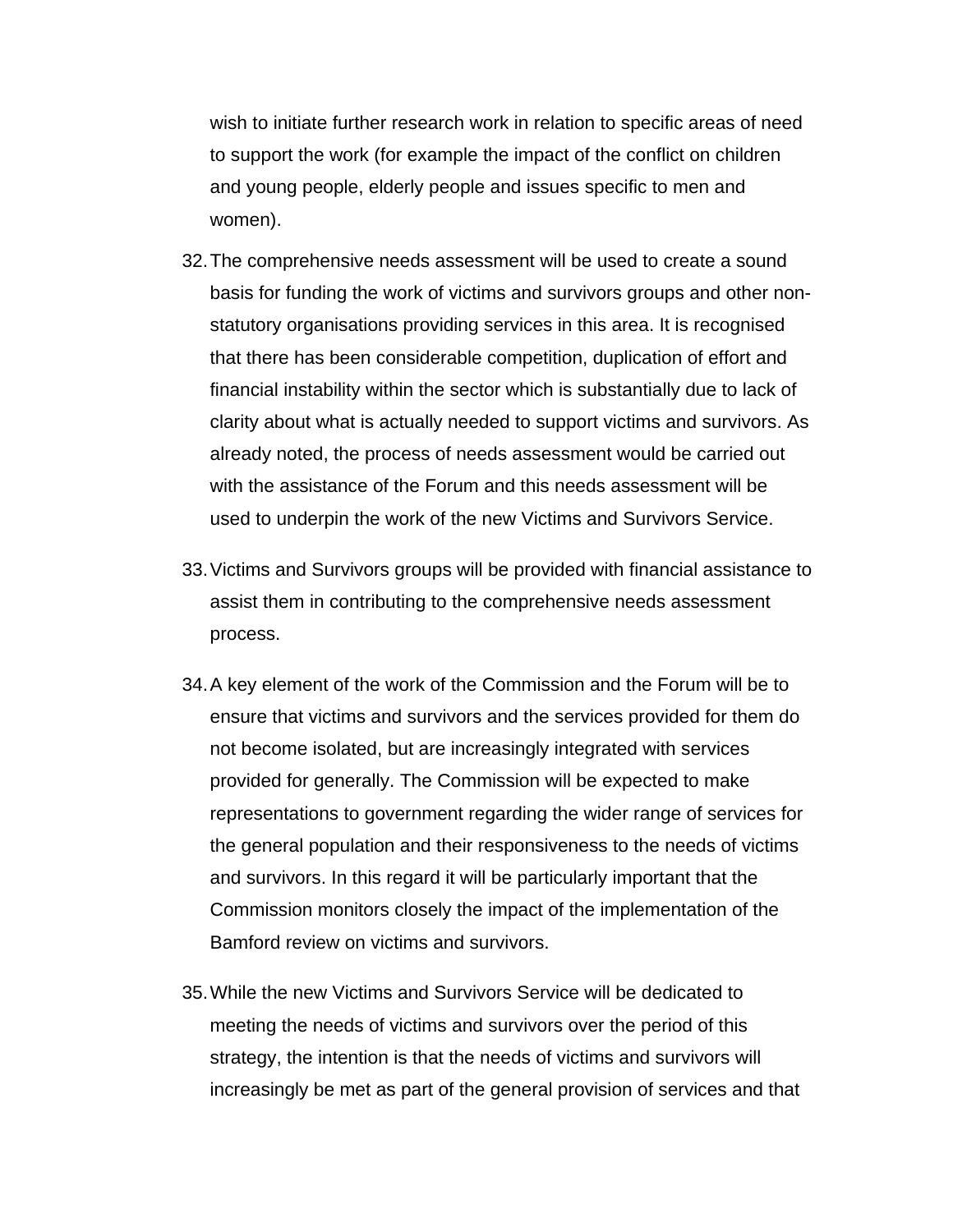wish to initiate further research work in relation to specific areas of need to support the work (for example the impact of the conflict on children and young people, elderly people and issues specific to men and women).

32. The comprehensive needs assessment will be used to create a sound basis for funding the work of victims and survivors groups and other non-statutory organisations providing services in this area. It is recognised that there has been considerable competition, duplication of effort and financial instability within the sector which is substantially due to lack of clarity about what is actually needed to support victims and survivors. As already noted, the process of needs assessment would be carried out with the assistance of the Forum and this needs assessment will be used to underpin the work of the new Victims and Survivors Service.

33. Victims and Survivors groups will be provided with financial assistance to assist them in contributing to the comprehensive needs assessment process.

34. A key element of the work of the Commission and the Forum will be to ensure that victims and survivors and the services provided for them do not become isolated, but are increasingly integrated with services provided for generally. The Commission will be expected to make representations to government regarding the wider range of services for the general population and their responsiveness to the needs of victims and survivors. In this regard it will be particularly important that the Commission monitors closely the impact of the implementation of the Bamford review on victims and survivors.

35. While the new Victims and Survivors Service will be dedicated to meeting the needs of victims and survivors over the period of this strategy, the intention is that the needs of victims and survivors will increasingly be met as part of the general provision of services and that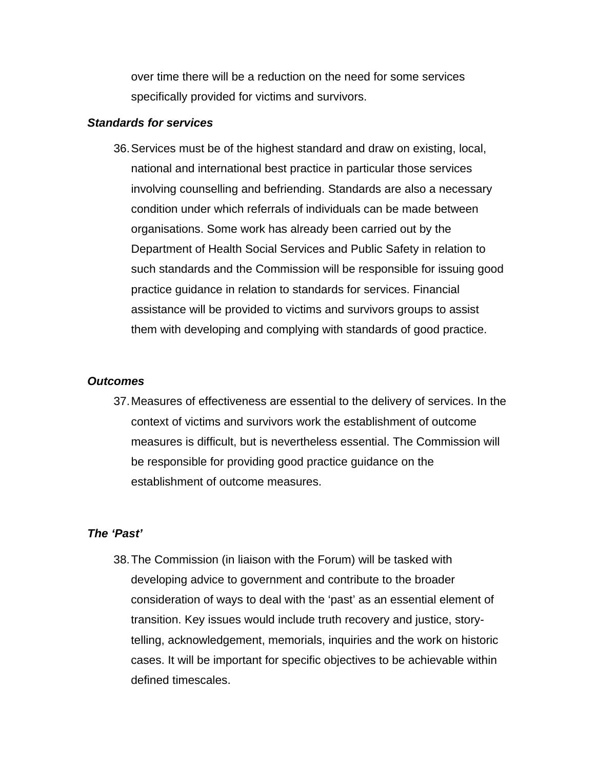over time there will be a reduction on the need for some services specifically provided for victims and survivors.

***Standards for services***

36. Services must be of the highest standard and draw on existing, local, national and international best practice in particular those services involving counselling and befriending. Standards are also a necessary condition under which referrals of individuals can be made between organisations. Some work has already been carried out by the Department of Health Social Services and Public Safety in relation to such standards and the Commission will be responsible for issuing good practice guidance in relation to standards for services. Financial assistance will be provided to victims and survivors groups to assist them with developing and complying with standards of good practice.

***Outcomes***

37. Measures of effectiveness are essential to the delivery of services. In the context of victims and survivors work the establishment of outcome measures is difficult, but is nevertheless essential. The Commission will be responsible for providing good practice guidance on the establishment of outcome measures.

***The 'Past'***

38. The Commission (in liaison with the Forum) will be tasked with developing advice to government and contribute to the broader consideration of ways to deal with the 'past' as an essential element of transition. Key issues would include truth recovery and justice, story-telling, acknowledgement, memorials, inquiries and the work on historic cases. It will be important for specific objectives to be achievable within defined timescales.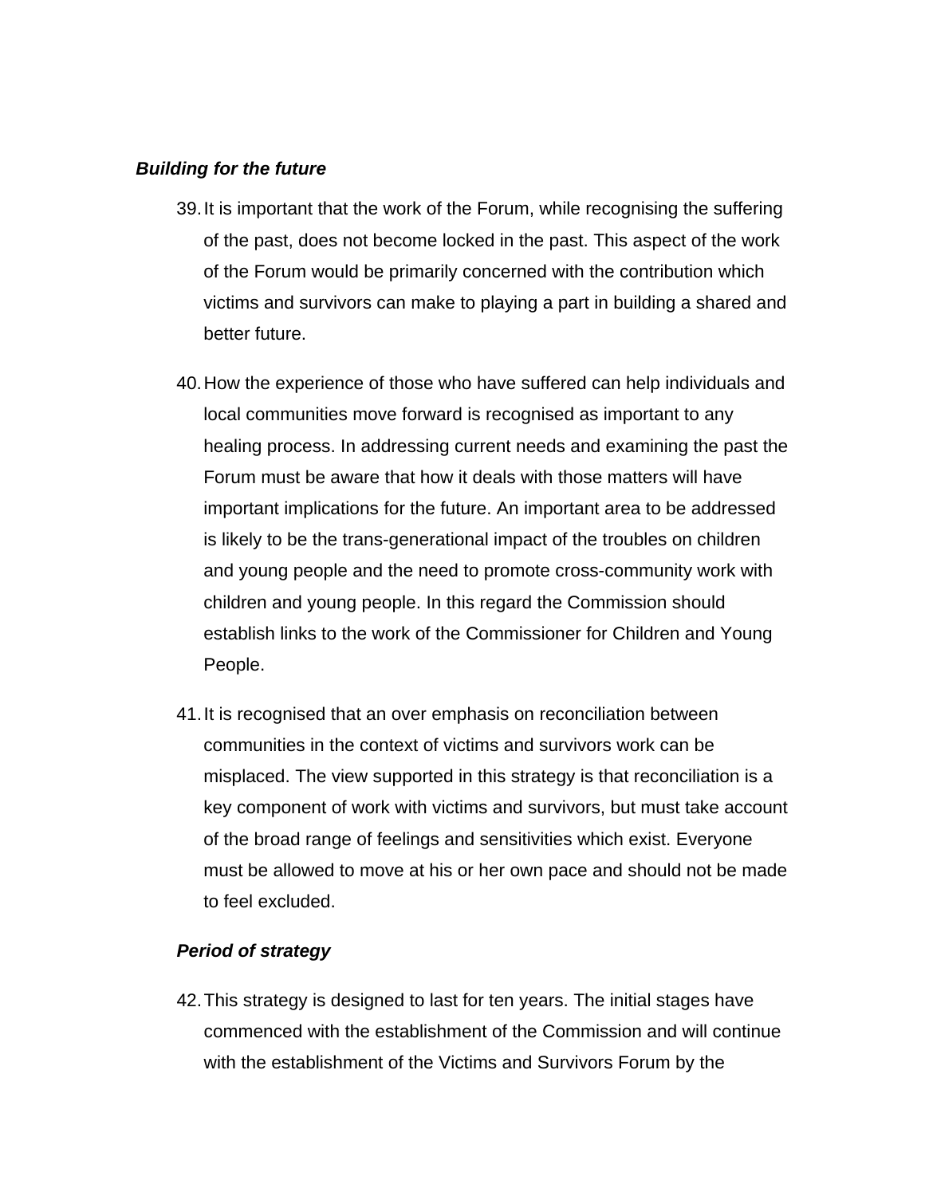***Building for the future***

39. It is important that the work of the Forum, while recognising the suffering of the past, does not become locked in the past. This aspect of the work of the Forum would be primarily concerned with the contribution which victims and survivors can make to playing a part in building a shared and better future.

40. How the experience of those who have suffered can help individuals and local communities move forward is recognised as important to any healing process. In addressing current needs and examining the past the Forum must be aware that how it deals with those matters will have important implications for the future. An important area to be addressed is likely to be the trans-generational impact of the troubles on children and young people and the need to promote cross-community work with children and young people. In this regard the Commission should establish links to the work of the Commissioner for Children and Young People.

41. It is recognised that an over emphasis on reconciliation between communities in the context of victims and survivors work can be misplaced. The view supported in this strategy is that reconciliation is a key component of work with victims and survivors, but must take account of the broad range of feelings and sensitivities which exist. Everyone must be allowed to move at his or her own pace and should not be made to feel excluded.

***Period of strategy***

42. This strategy is designed to last for ten years. The initial stages have commenced with the establishment of the Commission and will continue with the establishment of the Victims and Survivors Forum by the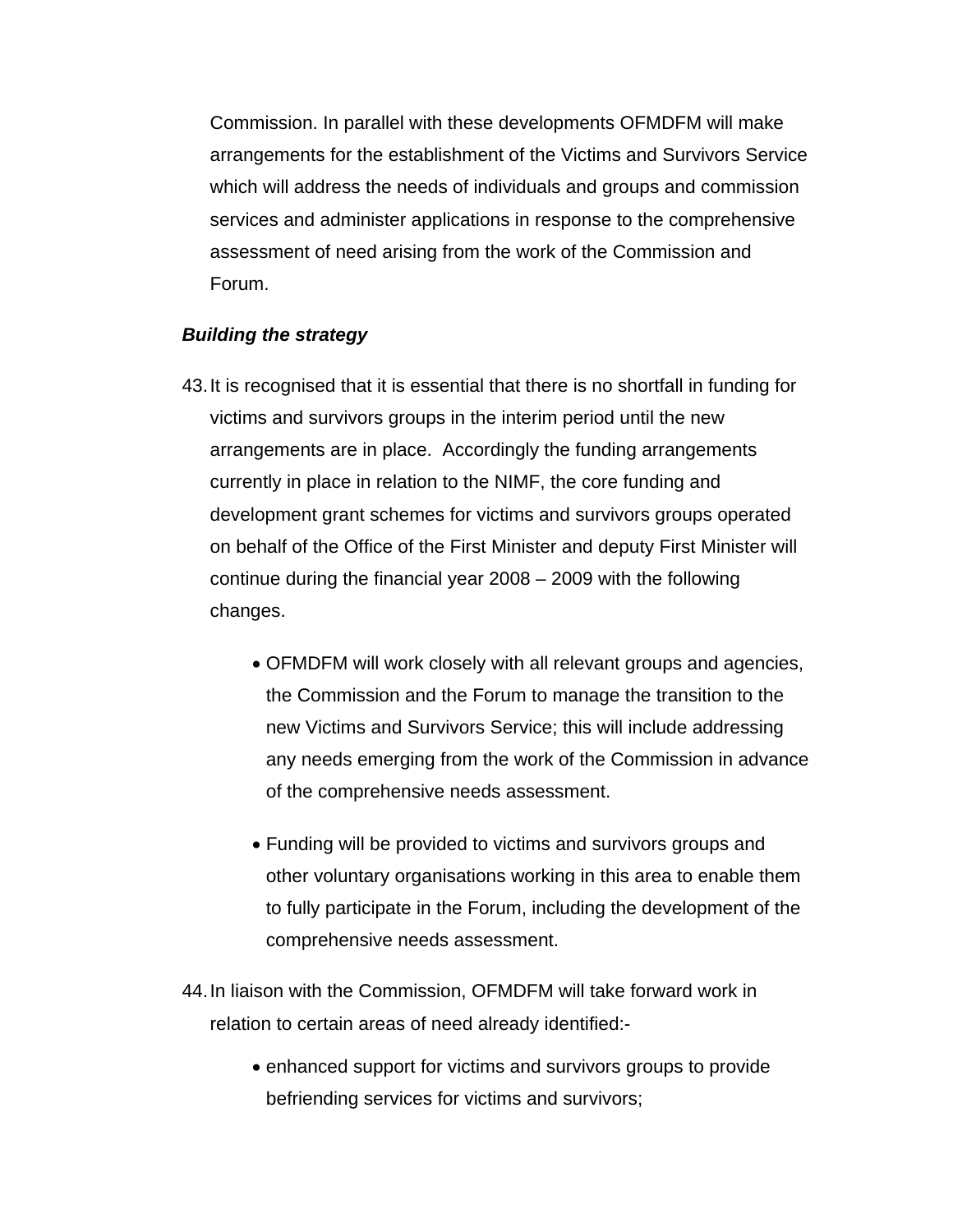Commission. In parallel with these developments OFMDFM will make arrangements for the establishment of the Victims and Survivors Service which will address the needs of individuals and groups and commission services and administer applications in response to the comprehensive assessment of need arising from the work of the Commission and Forum.

***Building the strategy***

43. It is recognised that it is essential that there is no shortfall in funding for victims and survivors groups in the interim period until the new arrangements are in place. Accordingly the funding arrangements currently in place in relation to the NIMF, the core funding and development grant schemes for victims and survivors groups operated on behalf of the Office of the First Minister and deputy First Minister will continue during the financial year 2008 – 2009 with the following changes.

    - OFMDFM will work closely with all relevant groups and agencies, the Commission and the Forum to manage the transition to the new Victims and Survivors Service; this will include addressing any needs emerging from the work of the Commission in advance of the comprehensive needs assessment.

    - Funding will be provided to victims and survivors groups and other voluntary organisations working in this area to enable them to fully participate in the Forum, including the development of the comprehensive needs assessment.

44. In liaison with the Commission, OFMDFM will take forward work in relation to certain areas of need already identified:-

    - enhanced support for victims and survivors groups to provide befriending services for victims and survivors;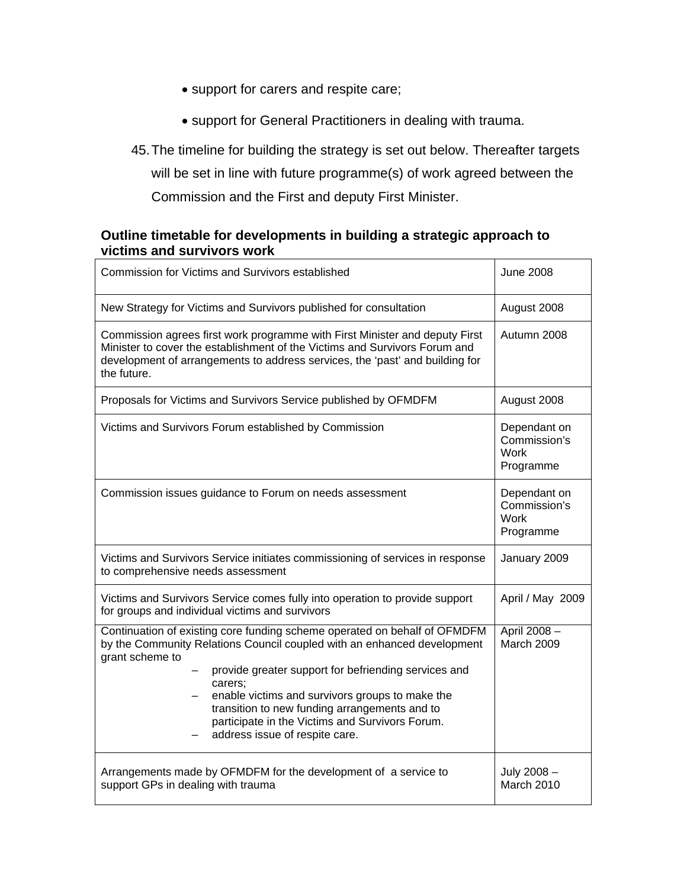- support for carers and respite care;
- support for General Practitioners in dealing with trauma.

45. The timeline for building the strategy is set out below. Thereafter targets will be set in line with future programme(s) of work agreed between the Commission and the First and deputy First Minister.

**Outline timetable for developments in building a strategic approach to victims and survivors work**

| | |
|---|---|
| Commission for Victims and Survivors established | June 2008 |
| New Strategy for Victims and Survivors published for consultation | August 2008 |
| Commission agrees first work programme with First Minister and deputy First Minister to cover the establishment of the Victims and Survivors Forum and development of arrangements to address services, the 'past' and building for the future. | Autumn 2008 |
| Proposals for Victims and Survivors Service published by OFMDFM | August 2008 |
| Victims and Survivors Forum established by Commission | Dependant on Commission's Work Programme |
| Commission issues guidance to Forum on needs assessment | Dependant on Commission's Work Programme |
| Victims and Survivors Service initiates commissioning of services in response to comprehensive needs assessment | January 2009 |
| Victims and Survivors Service comes fully into operation to provide support for groups and individual victims and survivors | April / May 2009 |
| Continuation of existing core funding scheme operated on behalf of OFMDFM by the Community Relations Council coupled with an enhanced development grant scheme to<br>– provide greater support for befriending services and carers;<br>– enable victims and survivors groups to make the transition to new funding arrangements and to participate in the Victims and Survivors Forum.<br>– address issue of respite care. | April 2008 – March 2009 |
| Arrangements made by OFMDFM for the development of a service to support GPs in dealing with trauma | July 2008 – March 2010 |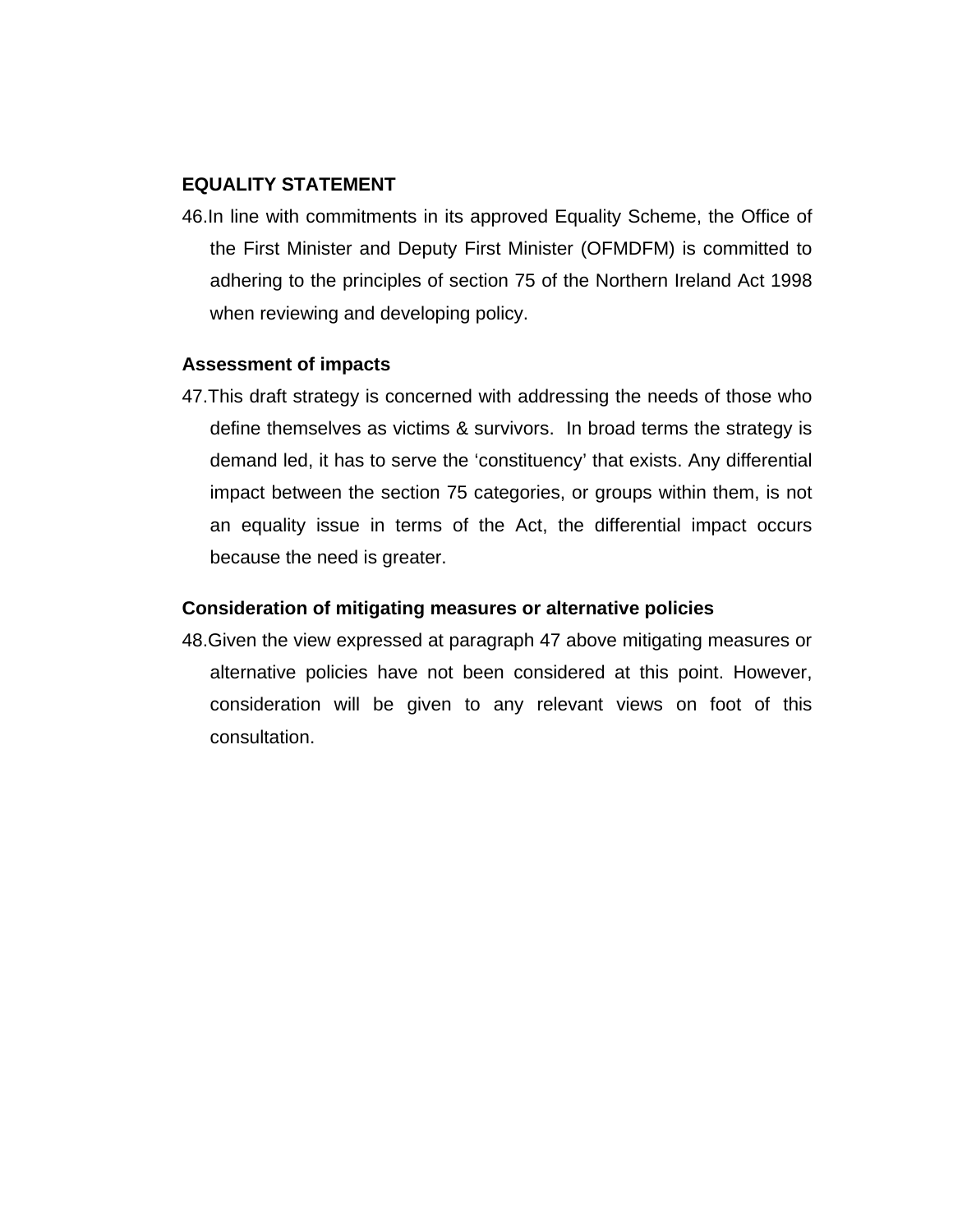## EQUALITY STATEMENT

46. In line with commitments in its approved Equality Scheme, the Office of the First Minister and Deputy First Minister (OFMDFM) is committed to adhering to the principles of section 75 of the Northern Ireland Act 1998 when reviewing and developing policy.

### Assessment of impacts

47. This draft strategy is concerned with addressing the needs of those who define themselves as victims & survivors. In broad terms the strategy is demand led, it has to serve the 'constituency' that exists. Any differential impact between the section 75 categories, or groups within them, is not an equality issue in terms of the Act, the differential impact occurs because the need is greater.

### Consideration of mitigating measures or alternative policies

48. Given the view expressed at paragraph 47 above mitigating measures or alternative policies have not been considered at this point. However, consideration will be given to any relevant views on foot of this consultation.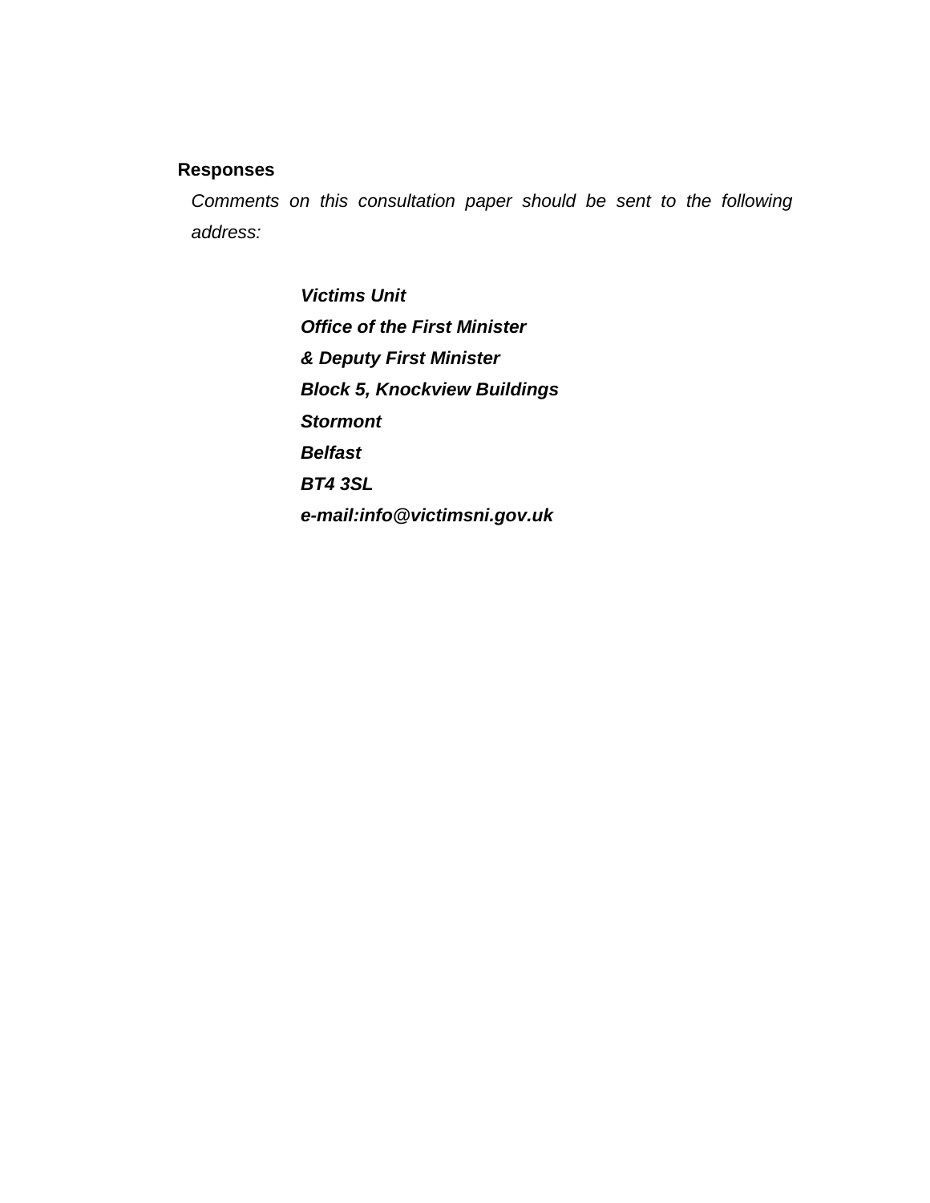**Responses**

*Comments on this consultation paper should be sent to the following address:*

***Victims Unit***
***Office of the First Minister***
***& Deputy First Minister***
***Block 5, Knockview Buildings***
***Stormont***
***Belfast***
***BT4 3SL***
***e-mail:info@victimsni.gov.uk***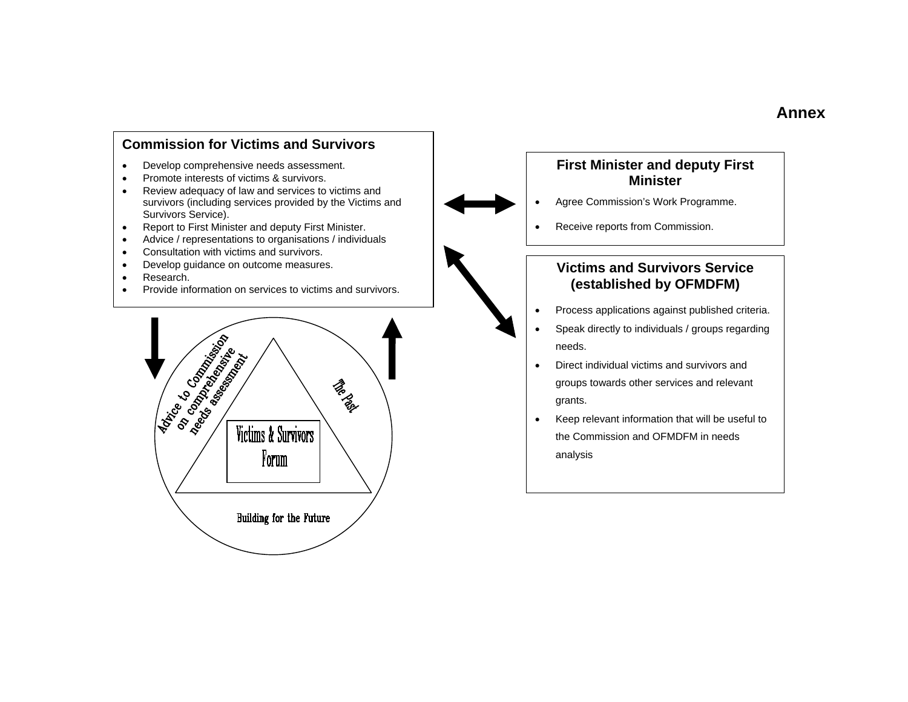## Annex

### Commission for Victims and Survivors

- Develop comprehensive needs assessment.
- Promote interests of victims & survivors.
- Review adequacy of law and services to victims and survivors (including services provided by the Victims and Survivors Service).
- Report to First Minister and deputy First Minister.
- Advice / representations to organisations / individuals
- Consultation with victims and survivors.
- Develop guidance on outcome measures.
- Research.
- Provide information on services to victims and survivors.

### First Minister and deputy First Minister

- Agree Commission's Work Programme.
- Receive reports from Commission.

### Victims and Survivors Service (established by OFMDFM)

- Process applications against published criteria.
- Speak directly to individuals / groups regarding needs.
- Direct individual victims and survivors and groups towards other services and relevant grants.
- Keep relevant information that will be useful to the Commission and OFMDFM in needs analysis

Advice to Commission on comprehensive needs assessment

The Past

Victims & Survivors Forum

Building for the Future